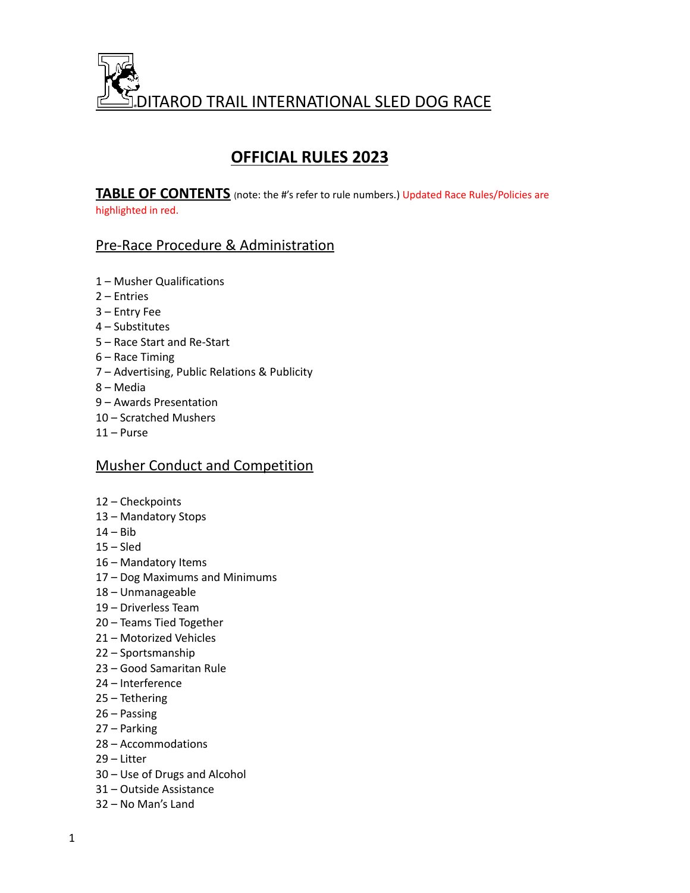# IDITAROD TRAIL INTERNATIONAL SLED DOG RACE

## OFFICIAL RULES 2023

**TABLE OF CONTENTS** (note: the #'s refer to rule numbers.) Updated Race Rules/Policies are highlighted in red.

### Pre-Race Procedure & Administration

1 – Musher Qualifications
2 – Entries
3 – Entry Fee
4 – Substitutes
5 – Race Start and Re-Start
6 – Race Timing
7 – Advertising, Public Relations & Publicity
8 – Media
9 – Awards Presentation
10 – Scratched Mushers
11 – Purse

### Musher Conduct and Competition

12 – Checkpoints
13 – Mandatory Stops
14 – Bib
15 – Sled
16 – Mandatory Items
17 – Dog Maximums and Minimums
18 – Unmanageable
19 – Driverless Team
20 – Teams Tied Together
21 – Motorized Vehicles
22 – Sportsmanship
23 – Good Samaritan Rule
24 – Interference
25 – Tethering
26 – Passing
27 – Parking
28 – Accommodations
29 – Litter
30 – Use of Drugs and Alcohol
31 – Outside Assistance
32 – No Man's Land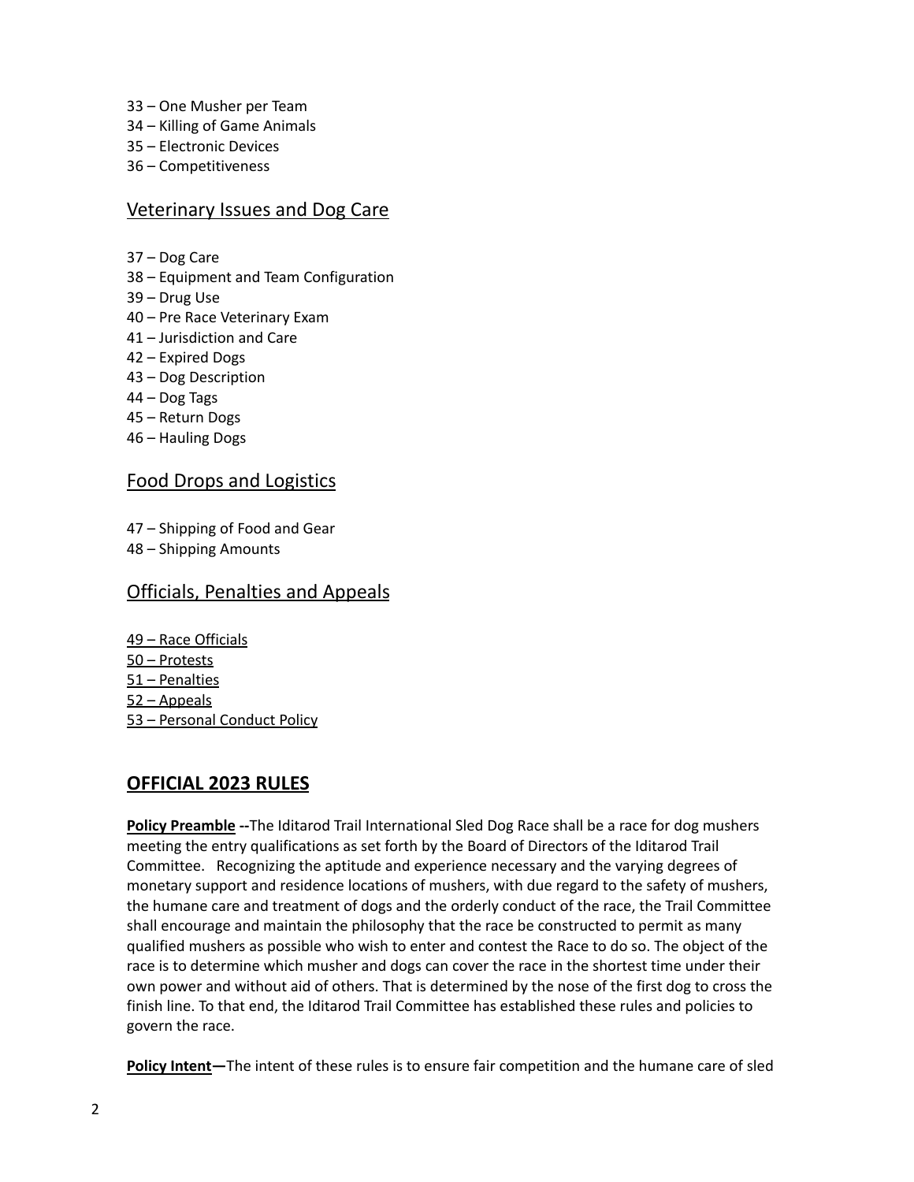33 – One Musher per Team
34 – Killing of Game Animals
35 – Electronic Devices
36 – Competitiveness

## Veterinary Issues and Dog Care

37 – Dog Care
38 – Equipment and Team Configuration
39 – Drug Use
40 – Pre Race Veterinary Exam
41 – Jurisdiction and Care
42 – Expired Dogs
43 – Dog Description
44 – Dog Tags
45 – Return Dogs
46 – Hauling Dogs

## Food Drops and Logistics

47 – Shipping of Food and Gear
48 – Shipping Amounts

## Officials, Penalties and Appeals

49 – Race Officials
50 – Protests
51 – Penalties
52 – Appeals
53 – Personal Conduct Policy

## OFFICIAL 2023 RULES

**Policy Preamble** --The Iditarod Trail International Sled Dog Race shall be a race for dog mushers meeting the entry qualifications as set forth by the Board of Directors of the Iditarod Trail Committee. Recognizing the aptitude and experience necessary and the varying degrees of monetary support and residence locations of mushers, with due regard to the safety of mushers, the humane care and treatment of dogs and the orderly conduct of the race, the Trail Committee shall encourage and maintain the philosophy that the race be constructed to permit as many qualified mushers as possible who wish to enter and contest the Race to do so. The object of the race is to determine which musher and dogs can cover the race in the shortest time under their own power and without aid of others. That is determined by the nose of the first dog to cross the finish line. To that end, the Iditarod Trail Committee has established these rules and policies to govern the race.

**Policy Intent**—The intent of these rules is to ensure fair competition and the humane care of sled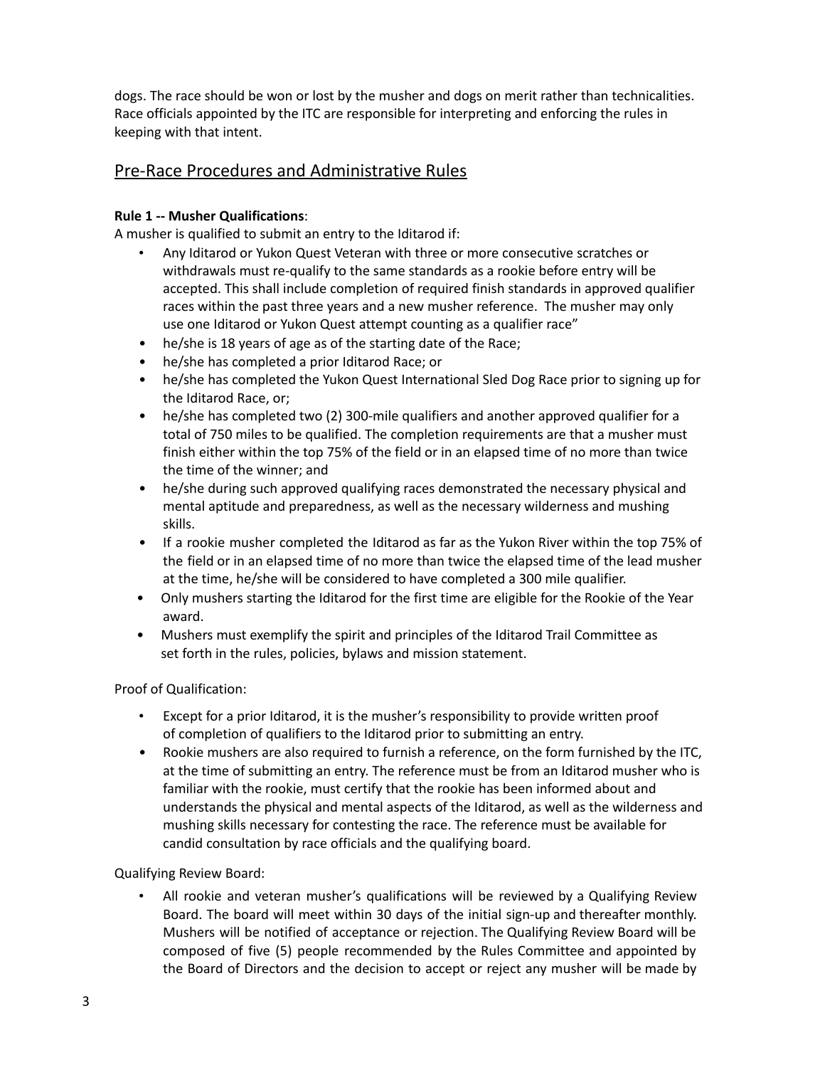dogs. The race should be won or lost by the musher and dogs on merit rather than technicalities. Race officials appointed by the ITC are responsible for interpreting and enforcing the rules in keeping with that intent.

## Pre-Race Procedures and Administrative Rules

**Rule 1 -- Musher Qualifications**:

A musher is qualified to submit an entry to the Iditarod if:

- Any Iditarod or Yukon Quest Veteran with three or more consecutive scratches or withdrawals must re-qualify to the same standards as a rookie before entry will be accepted. This shall include completion of required finish standards in approved qualifier races within the past three years and a new musher reference. The musher may only use one Iditarod or Yukon Quest attempt counting as a qualifier race"
- he/she is 18 years of age as of the starting date of the Race;
- he/she has completed a prior Iditarod Race; or
- he/she has completed the Yukon Quest International Sled Dog Race prior to signing up for the Iditarod Race, or;
- he/she has completed two (2) 300-mile qualifiers and another approved qualifier for a total of 750 miles to be qualified. The completion requirements are that a musher must finish either within the top 75% of the field or in an elapsed time of no more than twice the time of the winner; and
- he/she during such approved qualifying races demonstrated the necessary physical and mental aptitude and preparedness, as well as the necessary wilderness and mushing skills.
- If a rookie musher completed the Iditarod as far as the Yukon River within the top 75% of the field or in an elapsed time of no more than twice the elapsed time of the lead musher at the time, he/she will be considered to have completed a 300 mile qualifier.
- Only mushers starting the Iditarod for the first time are eligible for the Rookie of the Year award.
- Mushers must exemplify the spirit and principles of the Iditarod Trail Committee as set forth in the rules, policies, bylaws and mission statement.

Proof of Qualification:

- Except for a prior Iditarod, it is the musher's responsibility to provide written proof of completion of qualifiers to the Iditarod prior to submitting an entry.
- Rookie mushers are also required to furnish a reference, on the form furnished by the ITC, at the time of submitting an entry. The reference must be from an Iditarod musher who is familiar with the rookie, must certify that the rookie has been informed about and understands the physical and mental aspects of the Iditarod, as well as the wilderness and mushing skills necessary for contesting the race. The reference must be available for candid consultation by race officials and the qualifying board.

Qualifying Review Board:

- All rookie and veteran musher's qualifications will be reviewed by a Qualifying Review Board. The board will meet within 30 days of the initial sign-up and thereafter monthly. Mushers will be notified of acceptance or rejection. The Qualifying Review Board will be composed of five (5) people recommended by the Rules Committee and appointed by the Board of Directors and the decision to accept or reject any musher will be made by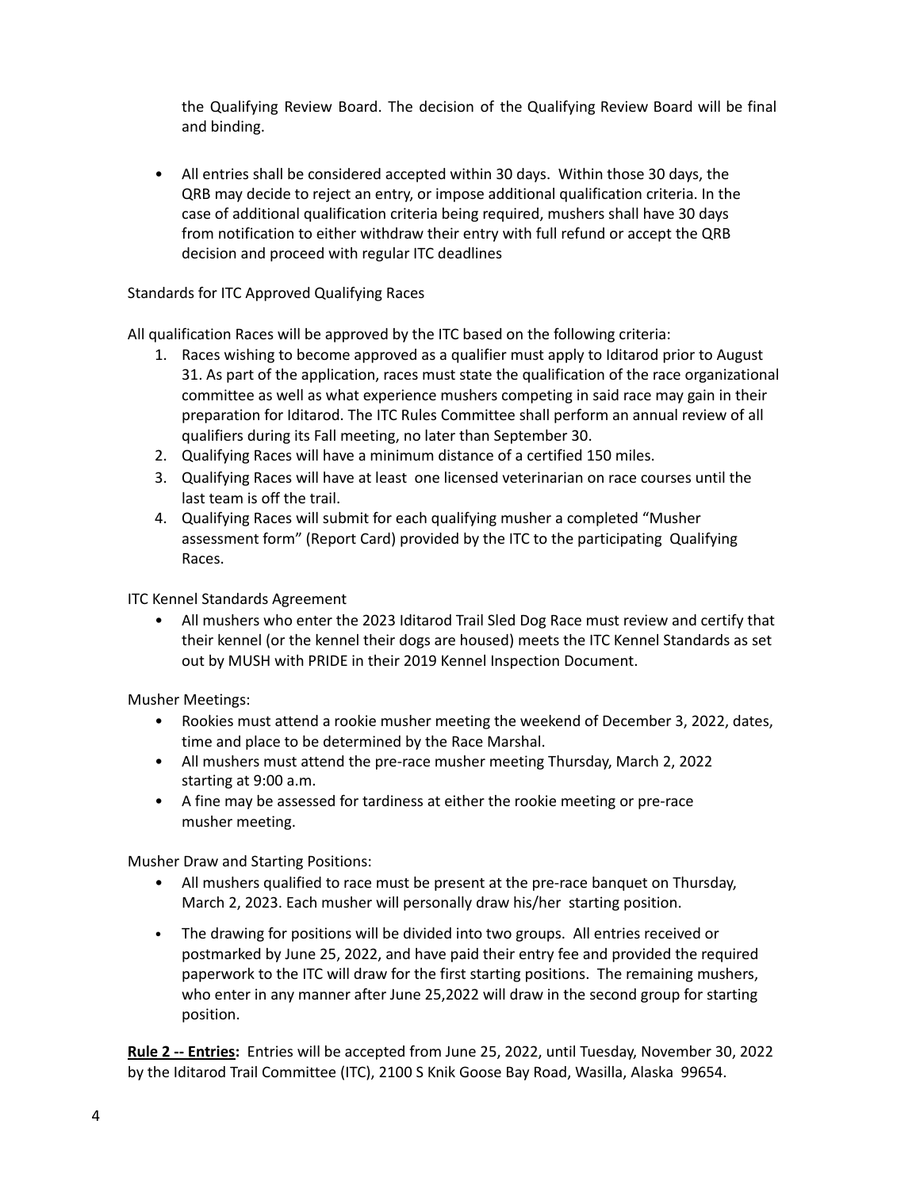the Qualifying Review Board. The decision of the Qualifying Review Board will be final and binding.

- All entries shall be considered accepted within 30 days. Within those 30 days, the QRB may decide to reject an entry, or impose additional qualification criteria. In the case of additional qualification criteria being required, mushers shall have 30 days from notification to either withdraw their entry with full refund or accept the QRB decision and proceed with regular ITC deadlines

Standards for ITC Approved Qualifying Races

All qualification Races will be approved by the ITC based on the following criteria:

1. Races wishing to become approved as a qualifier must apply to Iditarod prior to August 31. As part of the application, races must state the qualification of the race organizational committee as well as what experience mushers competing in said race may gain in their preparation for Iditarod. The ITC Rules Committee shall perform an annual review of all qualifiers during its Fall meeting, no later than September 30.
2. Qualifying Races will have a minimum distance of a certified 150 miles.
3. Qualifying Races will have at least one licensed veterinarian on race courses until the last team is off the trail.
4. Qualifying Races will submit for each qualifying musher a completed "Musher assessment form" (Report Card) provided by the ITC to the participating Qualifying Races.

ITC Kennel Standards Agreement

- All mushers who enter the 2023 Iditarod Trail Sled Dog Race must review and certify that their kennel (or the kennel their dogs are housed) meets the ITC Kennel Standards as set out by MUSH with PRIDE in their 2019 Kennel Inspection Document.

Musher Meetings:

- Rookies must attend a rookie musher meeting the weekend of December 3, 2022, dates, time and place to be determined by the Race Marshal.
- All mushers must attend the pre-race musher meeting Thursday, March 2, 2022 starting at 9:00 a.m.
- A fine may be assessed for tardiness at either the rookie meeting or pre-race musher meeting.

Musher Draw and Starting Positions:

- All mushers qualified to race must be present at the pre-race banquet on Thursday, March 2, 2023. Each musher will personally draw his/her starting position.
- The drawing for positions will be divided into two groups. All entries received or postmarked by June 25, 2022, and have paid their entry fee and provided the required paperwork to the ITC will draw for the first starting positions. The remaining mushers, who enter in any manner after June 25,2022 will draw in the second group for starting position.

**<u>Rule 2 -- Entries</u>:** Entries will be accepted from June 25, 2022, until Tuesday, November 30, 2022 by the Iditarod Trail Committee (ITC), 2100 S Knik Goose Bay Road, Wasilla, Alaska 99654.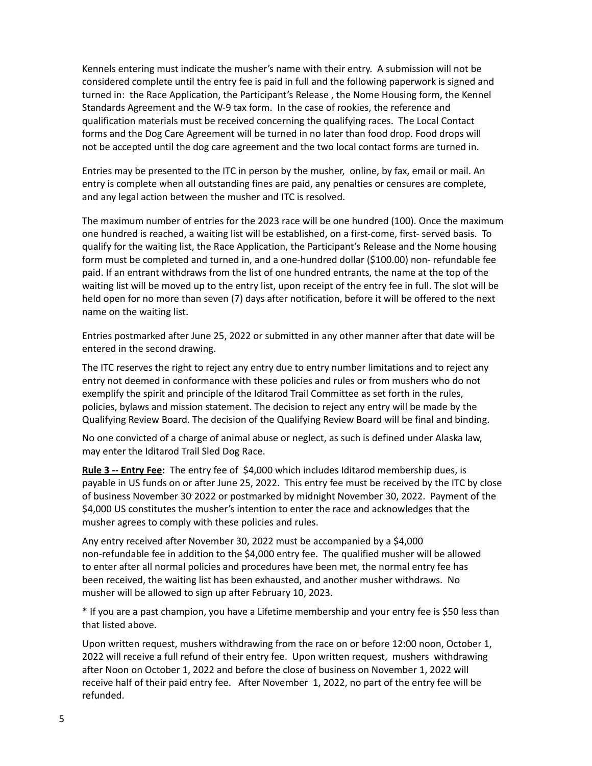Kennels entering must indicate the musher's name with their entry. A submission will not be considered complete until the entry fee is paid in full and the following paperwork is signed and turned in: the Race Application, the Participant's Release , the Nome Housing form, the Kennel Standards Agreement and the W-9 tax form. In the case of rookies, the reference and qualification materials must be received concerning the qualifying races. The Local Contact forms and the Dog Care Agreement will be turned in no later than food drop. Food drops will not be accepted until the dog care agreement and the two local contact forms are turned in.

Entries may be presented to the ITC in person by the musher, online, by fax, email or mail. An entry is complete when all outstanding fines are paid, any penalties or censures are complete, and any legal action between the musher and ITC is resolved.

The maximum number of entries for the 2023 race will be one hundred (100). Once the maximum one hundred is reached, a waiting list will be established, on a first-come, first- served basis. To qualify for the waiting list, the Race Application, the Participant's Release and the Nome housing form must be completed and turned in, and a one-hundred dollar ($100.00) non- refundable fee paid. If an entrant withdraws from the list of one hundred entrants, the name at the top of the waiting list will be moved up to the entry list, upon receipt of the entry fee in full. The slot will be held open for no more than seven (7) days after notification, before it will be offered to the next name on the waiting list.

Entries postmarked after June 25, 2022 or submitted in any other manner after that date will be entered in the second drawing.

The ITC reserves the right to reject any entry due to entry number limitations and to reject any entry not deemed in conformance with these policies and rules or from mushers who do not exemplify the spirit and principle of the Iditarod Trail Committee as set forth in the rules, policies, bylaws and mission statement. The decision to reject any entry will be made by the Qualifying Review Board. The decision of the Qualifying Review Board will be final and binding.

No one convicted of a charge of animal abuse or neglect, as such is defined under Alaska law, may enter the Iditarod Trail Sled Dog Race.

**Rule 3 -- Entry Fee:** The entry fee of $4,000 which includes Iditarod membership dues, is payable in US funds on or after June 25, 2022. This entry fee must be received by the ITC by close of business November 30, 2022 or postmarked by midnight November 30, 2022. Payment of the $4,000 US constitutes the musher's intention to enter the race and acknowledges that the musher agrees to comply with these policies and rules.

Any entry received after November 30, 2022 must be accompanied by a $4,000 non-refundable fee in addition to the $4,000 entry fee. The qualified musher will be allowed to enter after all normal policies and procedures have been met, the normal entry fee has been received, the waiting list has been exhausted, and another musher withdraws. No musher will be allowed to sign up after February 10, 2023.

* If you are a past champion, you have a Lifetime membership and your entry fee is $50 less than that listed above.

Upon written request, mushers withdrawing from the race on or before 12:00 noon, October 1, 2022 will receive a full refund of their entry fee. Upon written request, mushers withdrawing after Noon on October 1, 2022 and before the close of business on November 1, 2022 will receive half of their paid entry fee. After November 1, 2022, no part of the entry fee will be refunded.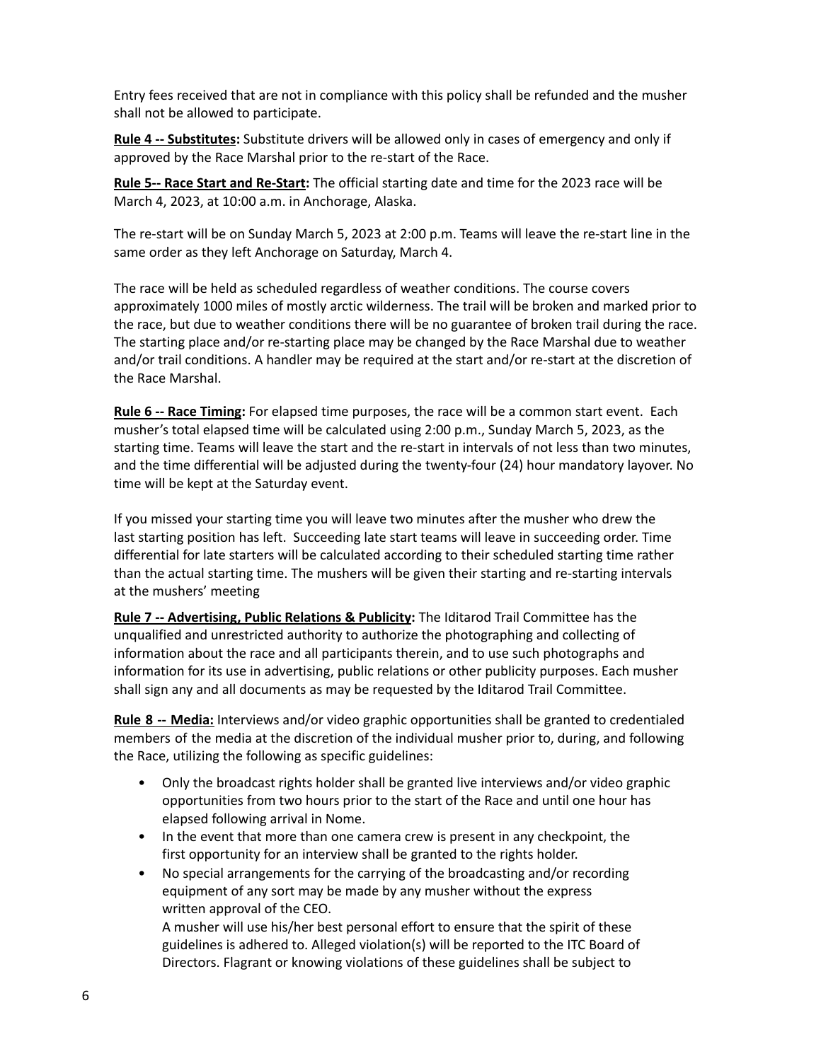Entry fees received that are not in compliance with this policy shall be refunded and the musher shall not be allowed to participate.

**Rule 4 -- Substitutes:** Substitute drivers will be allowed only in cases of emergency and only if approved by the Race Marshal prior to the re-start of the Race.

**Rule 5-- Race Start and Re-Start:** The official starting date and time for the 2023 race will be March 4, 2023, at 10:00 a.m. in Anchorage, Alaska.

The re-start will be on Sunday March 5, 2023 at 2:00 p.m. Teams will leave the re-start line in the same order as they left Anchorage on Saturday, March 4.

The race will be held as scheduled regardless of weather conditions. The course covers approximately 1000 miles of mostly arctic wilderness. The trail will be broken and marked prior to the race, but due to weather conditions there will be no guarantee of broken trail during the race. The starting place and/or re-starting place may be changed by the Race Marshal due to weather and/or trail conditions. A handler may be required at the start and/or re-start at the discretion of the Race Marshal.

**Rule 6 -- Race Timing:** For elapsed time purposes, the race will be a common start event. Each musher's total elapsed time will be calculated using 2:00 p.m., Sunday March 5, 2023, as the starting time. Teams will leave the start and the re-start in intervals of not less than two minutes, and the time differential will be adjusted during the twenty-four (24) hour mandatory layover. No time will be kept at the Saturday event.

If you missed your starting time you will leave two minutes after the musher who drew the last starting position has left. Succeeding late start teams will leave in succeeding order. Time differential for late starters will be calculated according to their scheduled starting time rather than the actual starting time. The mushers will be given their starting and re-starting intervals at the mushers' meeting

**Rule 7 -- Advertising, Public Relations & Publicity:** The Iditarod Trail Committee has the unqualified and unrestricted authority to authorize the photographing and collecting of information about the race and all participants therein, and to use such photographs and information for its use in advertising, public relations or other publicity purposes. Each musher shall sign any and all documents as may be requested by the Iditarod Trail Committee.

**Rule 8 -- Media:** Interviews and/or video graphic opportunities shall be granted to credentialed members of the media at the discretion of the individual musher prior to, during, and following the Race, utilizing the following as specific guidelines:

- Only the broadcast rights holder shall be granted live interviews and/or video graphic opportunities from two hours prior to the start of the Race and until one hour has elapsed following arrival in Nome.
- In the event that more than one camera crew is present in any checkpoint, the first opportunity for an interview shall be granted to the rights holder.
- No special arrangements for the carrying of the broadcasting and/or recording equipment of any sort may be made by any musher without the express written approval of the CEO.

  A musher will use his/her best personal effort to ensure that the spirit of these guidelines is adhered to. Alleged violation(s) will be reported to the ITC Board of Directors. Flagrant or knowing violations of these guidelines shall be subject to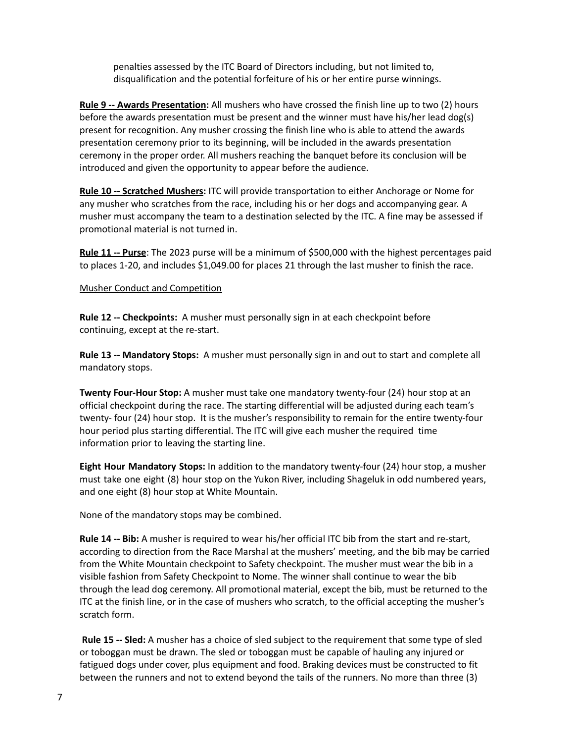penalties assessed by the ITC Board of Directors including, but not limited to, disqualification and the potential forfeiture of his or her entire purse winnings.

**Rule 9 -- Awards Presentation:** All mushers who have crossed the finish line up to two (2) hours before the awards presentation must be present and the winner must have his/her lead dog(s) present for recognition. Any musher crossing the finish line who is able to attend the awards presentation ceremony prior to its beginning, will be included in the awards presentation ceremony in the proper order. All mushers reaching the banquet before its conclusion will be introduced and given the opportunity to appear before the audience.

**Rule 10 -- Scratched Mushers:** ITC will provide transportation to either Anchorage or Nome for any musher who scratches from the race, including his or her dogs and accompanying gear. A musher must accompany the team to a destination selected by the ITC. A fine may be assessed if promotional material is not turned in.

**Rule 11 -- Purse**: The 2023 purse will be a minimum of $500,000 with the highest percentages paid to places 1-20, and includes $1,049.00 for places 21 through the last musher to finish the race.

Musher Conduct and Competition

**Rule 12 -- Checkpoints:** A musher must personally sign in at each checkpoint before continuing, except at the re-start.

**Rule 13 -- Mandatory Stops:** A musher must personally sign in and out to start and complete all mandatory stops.

**Twenty Four-Hour Stop:** A musher must take one mandatory twenty-four (24) hour stop at an official checkpoint during the race. The starting differential will be adjusted during each team's twenty- four (24) hour stop. It is the musher's responsibility to remain for the entire twenty-four hour period plus starting differential. The ITC will give each musher the required time information prior to leaving the starting line.

**Eight Hour Mandatory Stops:** In addition to the mandatory twenty-four (24) hour stop, a musher must take one eight (8) hour stop on the Yukon River, including Shageluk in odd numbered years, and one eight (8) hour stop at White Mountain.

None of the mandatory stops may be combined.

**Rule 14 -- Bib:** A musher is required to wear his/her official ITC bib from the start and re-start, according to direction from the Race Marshal at the mushers' meeting, and the bib may be carried from the White Mountain checkpoint to Safety checkpoint. The musher must wear the bib in a visible fashion from Safety Checkpoint to Nome. The winner shall continue to wear the bib through the lead dog ceremony. All promotional material, except the bib, must be returned to the ITC at the finish line, or in the case of mushers who scratch, to the official accepting the musher's scratch form.

**Rule 15 -- Sled:** A musher has a choice of sled subject to the requirement that some type of sled or toboggan must be drawn. The sled or toboggan must be capable of hauling any injured or fatigued dogs under cover, plus equipment and food. Braking devices must be constructed to fit between the runners and not to extend beyond the tails of the runners. No more than three (3)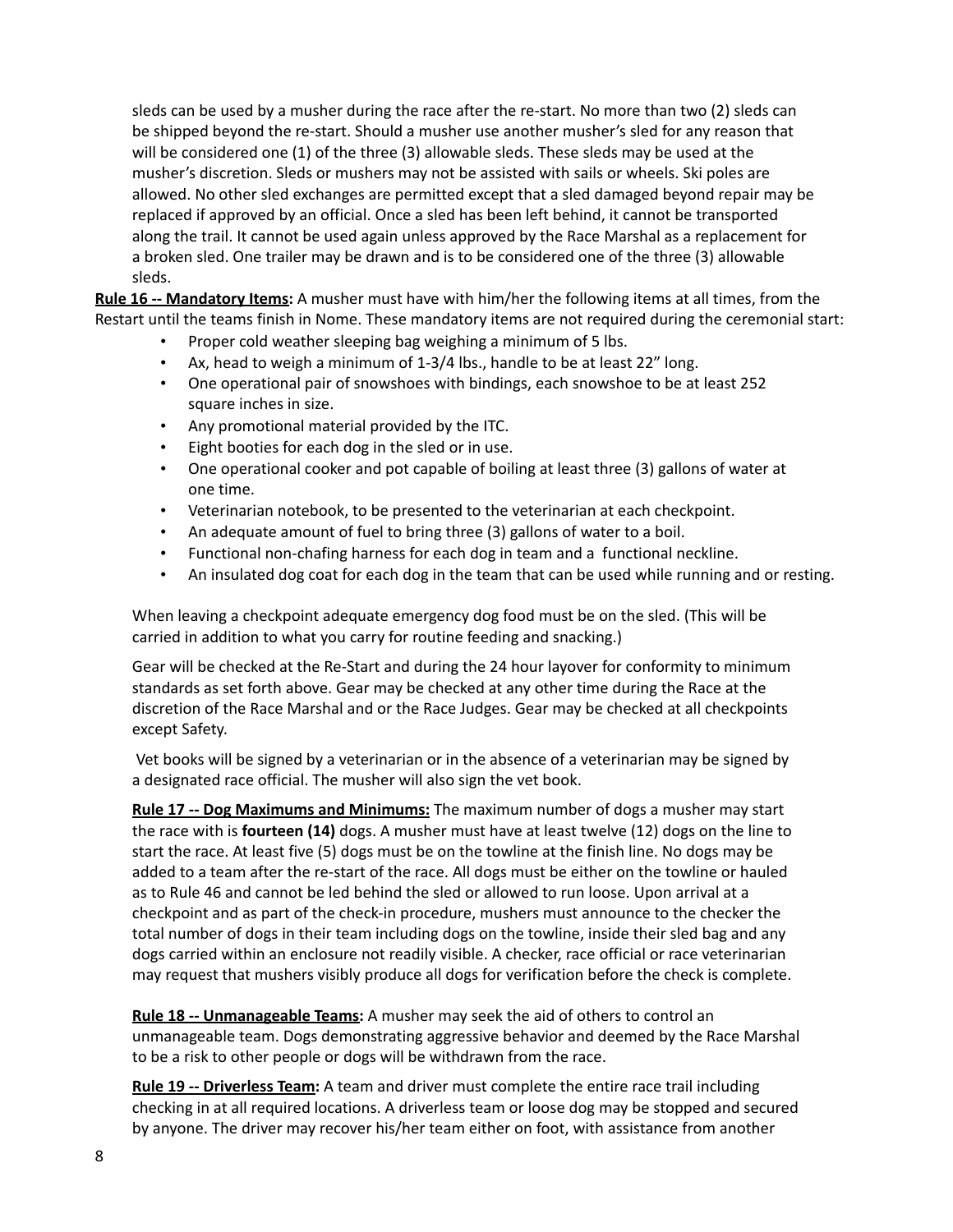sleds can be used by a musher during the race after the re-start. No more than two (2) sleds can be shipped beyond the re-start. Should a musher use another musher's sled for any reason that will be considered one (1) of the three (3) allowable sleds. These sleds may be used at the musher's discretion. Sleds or mushers may not be assisted with sails or wheels. Ski poles are allowed. No other sled exchanges are permitted except that a sled damaged beyond repair may be replaced if approved by an official. Once a sled has been left behind, it cannot be transported along the trail. It cannot be used again unless approved by the Race Marshal as a replacement for a broken sled. One trailer may be drawn and is to be considered one of the three (3) allowable sleds.

**Rule 16 -- Mandatory Items:** A musher must have with him/her the following items at all times, from the Restart until the teams finish in Nome. These mandatory items are not required during the ceremonial start:

- Proper cold weather sleeping bag weighing a minimum of 5 lbs.
- Ax, head to weigh a minimum of 1-3/4 lbs., handle to be at least 22" long.
- One operational pair of snowshoes with bindings, each snowshoe to be at least 252 square inches in size.
- Any promotional material provided by the ITC.
- Eight booties for each dog in the sled or in use.
- One operational cooker and pot capable of boiling at least three (3) gallons of water at one time.
- Veterinarian notebook, to be presented to the veterinarian at each checkpoint.
- An adequate amount of fuel to bring three (3) gallons of water to a boil.
- Functional non-chafing harness for each dog in team and a functional neckline.
- An insulated dog coat for each dog in the team that can be used while running and or resting.

When leaving a checkpoint adequate emergency dog food must be on the sled. (This will be carried in addition to what you carry for routine feeding and snacking.)

Gear will be checked at the Re-Start and during the 24 hour layover for conformity to minimum standards as set forth above. Gear may be checked at any other time during the Race at the discretion of the Race Marshal and or the Race Judges. Gear may be checked at all checkpoints except Safety.

Vet books will be signed by a veterinarian or in the absence of a veterinarian may be signed by a designated race official. The musher will also sign the vet book.

**Rule 17 -- Dog Maximums and Minimums:** The maximum number of dogs a musher may start the race with is **fourteen (14)** dogs. A musher must have at least twelve (12) dogs on the line to start the race. At least five (5) dogs must be on the towline at the finish line. No dogs may be added to a team after the re-start of the race. All dogs must be either on the towline or hauled as to Rule 46 and cannot be led behind the sled or allowed to run loose. Upon arrival at a checkpoint and as part of the check-in procedure, mushers must announce to the checker the total number of dogs in their team including dogs on the towline, inside their sled bag and any dogs carried within an enclosure not readily visible. A checker, race official or race veterinarian may request that mushers visibly produce all dogs for verification before the check is complete.

**Rule 18 -- Unmanageable Teams:** A musher may seek the aid of others to control an unmanageable team. Dogs demonstrating aggressive behavior and deemed by the Race Marshal to be a risk to other people or dogs will be withdrawn from the race.

**Rule 19 -- Driverless Team:** A team and driver must complete the entire race trail including checking in at all required locations. A driverless team or loose dog may be stopped and secured by anyone. The driver may recover his/her team either on foot, with assistance from another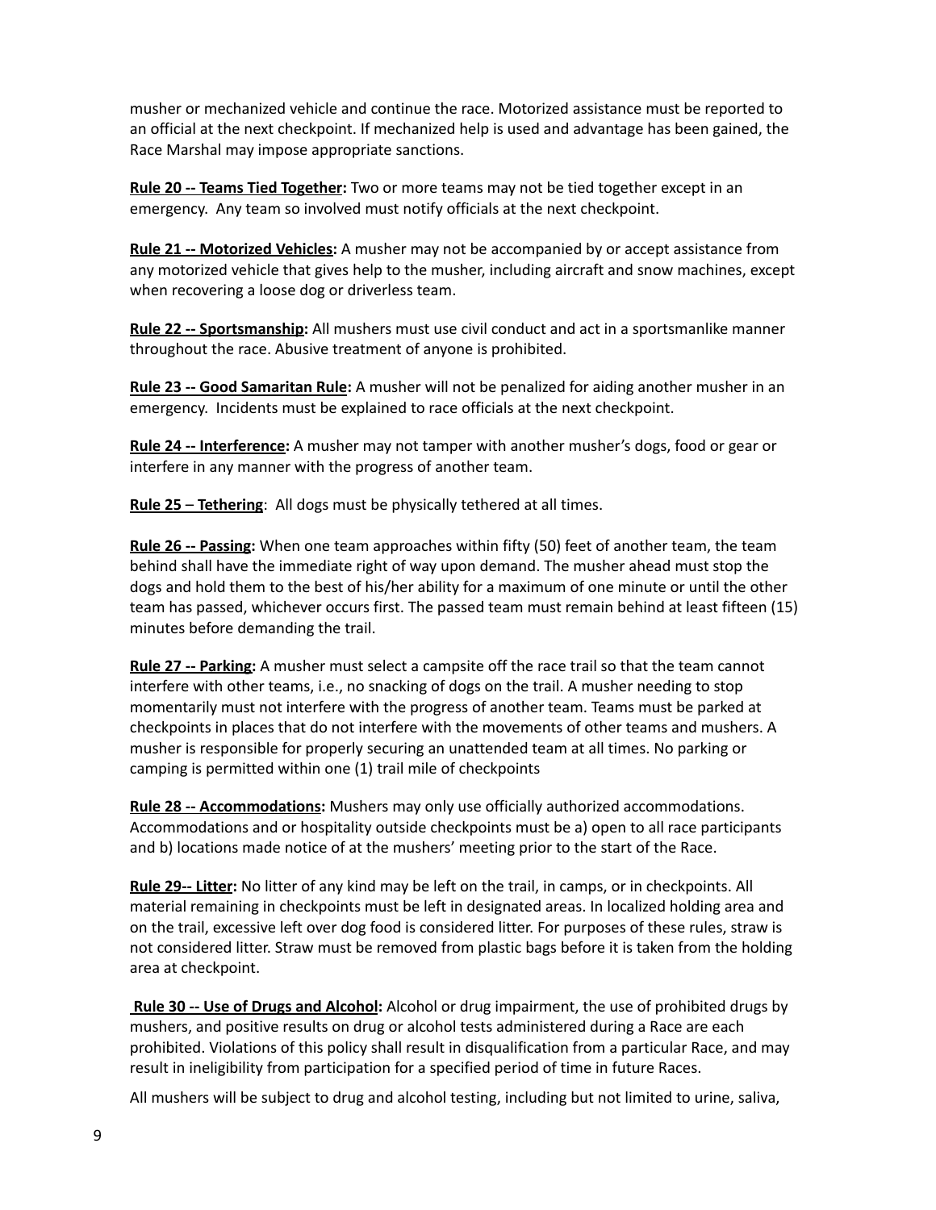musher or mechanized vehicle and continue the race. Motorized assistance must be reported to an official at the next checkpoint. If mechanized help is used and advantage has been gained, the Race Marshal may impose appropriate sanctions.

**Rule 20 -- Teams Tied Together:** Two or more teams may not be tied together except in an emergency. Any team so involved must notify officials at the next checkpoint.

**Rule 21 -- Motorized Vehicles:** A musher may not be accompanied by or accept assistance from any motorized vehicle that gives help to the musher, including aircraft and snow machines, except when recovering a loose dog or driverless team.

**Rule 22 -- Sportsmanship:** All mushers must use civil conduct and act in a sportsmanlike manner throughout the race. Abusive treatment of anyone is prohibited.

**Rule 23 -- Good Samaritan Rule:** A musher will not be penalized for aiding another musher in an emergency. Incidents must be explained to race officials at the next checkpoint.

**Rule 24 -- Interference:** A musher may not tamper with another musher's dogs, food or gear or interfere in any manner with the progress of another team.

**Rule 25 – Tethering**: All dogs must be physically tethered at all times.

**Rule 26 -- Passing:** When one team approaches within fifty (50) feet of another team, the team behind shall have the immediate right of way upon demand. The musher ahead must stop the dogs and hold them to the best of his/her ability for a maximum of one minute or until the other team has passed, whichever occurs first. The passed team must remain behind at least fifteen (15) minutes before demanding the trail.

**Rule 27 -- Parking:** A musher must select a campsite off the race trail so that the team cannot interfere with other teams, i.e., no snacking of dogs on the trail. A musher needing to stop momentarily must not interfere with the progress of another team. Teams must be parked at checkpoints in places that do not interfere with the movements of other teams and mushers. A musher is responsible for properly securing an unattended team at all times. No parking or camping is permitted within one (1) trail mile of checkpoints

**Rule 28 -- Accommodations:** Mushers may only use officially authorized accommodations. Accommodations and or hospitality outside checkpoints must be a) open to all race participants and b) locations made notice of at the mushers' meeting prior to the start of the Race.

**Rule 29-- Litter:** No litter of any kind may be left on the trail, in camps, or in checkpoints. All material remaining in checkpoints must be left in designated areas. In localized holding area and on the trail, excessive left over dog food is considered litter. For purposes of these rules, straw is not considered litter. Straw must be removed from plastic bags before it is taken from the holding area at checkpoint.

**Rule 30 -- Use of Drugs and Alcohol:** Alcohol or drug impairment, the use of prohibited drugs by mushers, and positive results on drug or alcohol tests administered during a Race are each prohibited. Violations of this policy shall result in disqualification from a particular Race, and may result in ineligibility from participation for a specified period of time in future Races.

All mushers will be subject to drug and alcohol testing, including but not limited to urine, saliva,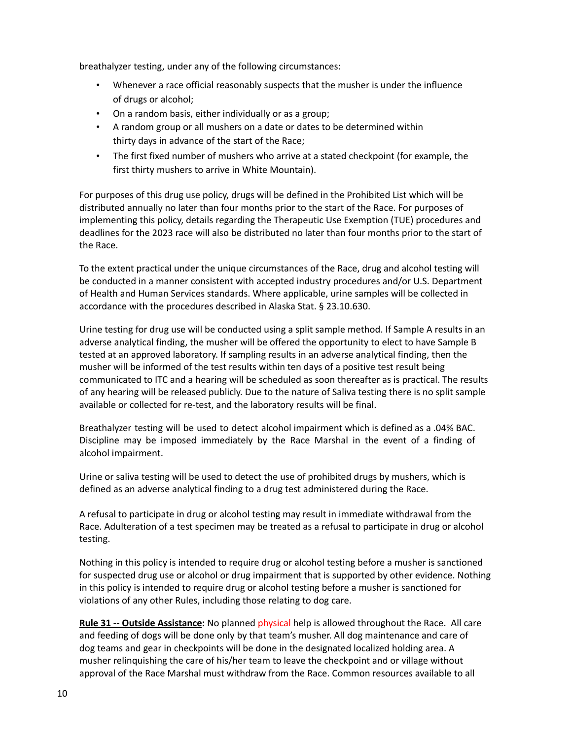breathalyzer testing, under any of the following circumstances:

- Whenever a race official reasonably suspects that the musher is under the influence of drugs or alcohol;
- On a random basis, either individually or as a group;
- A random group or all mushers on a date or dates to be determined within thirty days in advance of the start of the Race;
- The first fixed number of mushers who arrive at a stated checkpoint (for example, the first thirty mushers to arrive in White Mountain).

For purposes of this drug use policy, drugs will be defined in the Prohibited List which will be distributed annually no later than four months prior to the start of the Race. For purposes of implementing this policy, details regarding the Therapeutic Use Exemption (TUE) procedures and deadlines for the 2023 race will also be distributed no later than four months prior to the start of the Race.

To the extent practical under the unique circumstances of the Race, drug and alcohol testing will be conducted in a manner consistent with accepted industry procedures and/or U.S. Department of Health and Human Services standards. Where applicable, urine samples will be collected in accordance with the procedures described in Alaska Stat. § 23.10.630.

Urine testing for drug use will be conducted using a split sample method. If Sample A results in an adverse analytical finding, the musher will be offered the opportunity to elect to have Sample B tested at an approved laboratory. If sampling results in an adverse analytical finding, then the musher will be informed of the test results within ten days of a positive test result being communicated to ITC and a hearing will be scheduled as soon thereafter as is practical. The results of any hearing will be released publicly. Due to the nature of Saliva testing there is no split sample available or collected for re-test, and the laboratory results will be final.

Breathalyzer testing will be used to detect alcohol impairment which is defined as a .04% BAC. Discipline may be imposed immediately by the Race Marshal in the event of a finding of alcohol impairment.

Urine or saliva testing will be used to detect the use of prohibited drugs by mushers, which is defined as an adverse analytical finding to a drug test administered during the Race.

A refusal to participate in drug or alcohol testing may result in immediate withdrawal from the Race. Adulteration of a test specimen may be treated as a refusal to participate in drug or alcohol testing.

Nothing in this policy is intended to require drug or alcohol testing before a musher is sanctioned for suspected drug use or alcohol or drug impairment that is supported by other evidence. Nothing in this policy is intended to require drug or alcohol testing before a musher is sanctioned for violations of any other Rules, including those relating to dog care.

**Rule 31 -- Outside Assistance:** No planned physical help is allowed throughout the Race. All care and feeding of dogs will be done only by that team's musher. All dog maintenance and care of dog teams and gear in checkpoints will be done in the designated localized holding area. A musher relinquishing the care of his/her team to leave the checkpoint and or village without approval of the Race Marshal must withdraw from the Race. Common resources available to all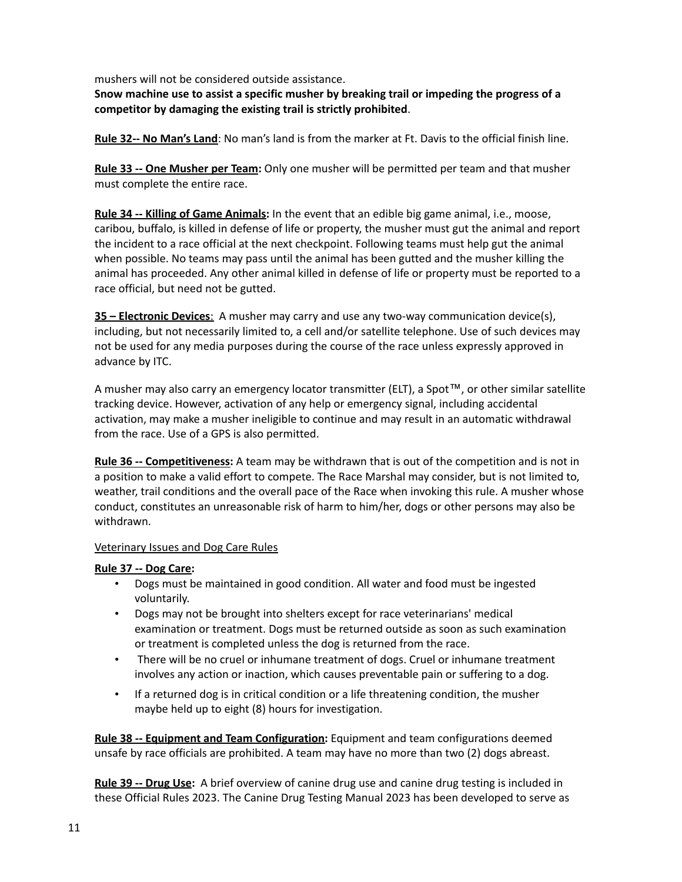mushers will not be considered outside assistance.
**Snow machine use to assist a specific musher by breaking trail or impeding the progress of a competitor by damaging the existing trail is strictly prohibited**.

**Rule 32-- No Man's Land**: No man's land is from the marker at Ft. Davis to the official finish line.

**Rule 33 -- One Musher per Team:** Only one musher will be permitted per team and that musher must complete the entire race.

**Rule 34 -- Killing of Game Animals:** In the event that an edible big game animal, i.e., moose, caribou, buffalo, is killed in defense of life or property, the musher must gut the animal and report the incident to a race official at the next checkpoint. Following teams must help gut the animal when possible. No teams may pass until the animal has been gutted and the musher killing the animal has proceeded. Any other animal killed in defense of life or property must be reported to a race official, but need not be gutted.

**35 – Electronic Devices**: A musher may carry and use any two-way communication device(s), including, but not necessarily limited to, a cell and/or satellite telephone. Use of such devices may not be used for any media purposes during the course of the race unless expressly approved in advance by ITC.

A musher may also carry an emergency locator transmitter (ELT), a Spot™, or other similar satellite tracking device. However, activation of any help or emergency signal, including accidental activation, may make a musher ineligible to continue and may result in an automatic withdrawal from the race. Use of a GPS is also permitted.

**Rule 36 -- Competitiveness:** A team may be withdrawn that is out of the competition and is not in a position to make a valid effort to compete. The Race Marshal may consider, but is not limited to, weather, trail conditions and the overall pace of the Race when invoking this rule. A musher whose conduct, constitutes an unreasonable risk of harm to him/her, dogs or other persons may also be withdrawn.

Veterinary Issues and Dog Care Rules

**Rule 37 -- Dog Care:**

- Dogs must be maintained in good condition. All water and food must be ingested voluntarily.
- Dogs may not be brought into shelters except for race veterinarians' medical examination or treatment. Dogs must be returned outside as soon as such examination or treatment is completed unless the dog is returned from the race.
- There will be no cruel or inhumane treatment of dogs. Cruel or inhumane treatment involves any action or inaction, which causes preventable pain or suffering to a dog.
- If a returned dog is in critical condition or a life threatening condition, the musher maybe held up to eight (8) hours for investigation.

**Rule 38 -- Equipment and Team Configuration:** Equipment and team configurations deemed unsafe by race officials are prohibited. A team may have no more than two (2) dogs abreast.

**Rule 39 -- Drug Use:** A brief overview of canine drug use and canine drug testing is included in these Official Rules 2023. The Canine Drug Testing Manual 2023 has been developed to serve as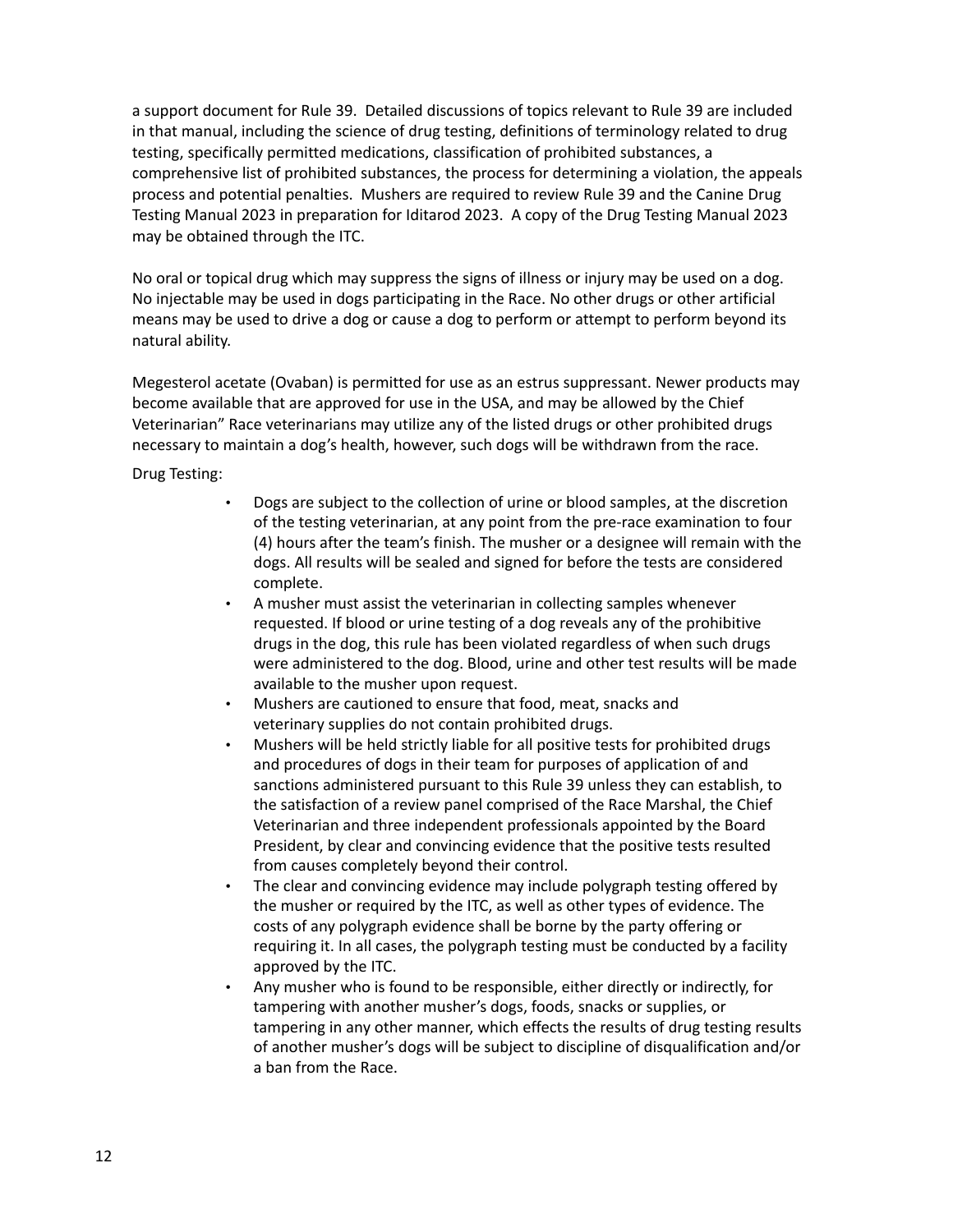a support document for Rule 39. Detailed discussions of topics relevant to Rule 39 are included in that manual, including the science of drug testing, definitions of terminology related to drug testing, specifically permitted medications, classification of prohibited substances, a comprehensive list of prohibited substances, the process for determining a violation, the appeals process and potential penalties. Mushers are required to review Rule 39 and the Canine Drug Testing Manual 2023 in preparation for Iditarod 2023. A copy of the Drug Testing Manual 2023 may be obtained through the ITC.

No oral or topical drug which may suppress the signs of illness or injury may be used on a dog. No injectable may be used in dogs participating in the Race. No other drugs or other artificial means may be used to drive a dog or cause a dog to perform or attempt to perform beyond its natural ability.

Megesterol acetate (Ovaban) is permitted for use as an estrus suppressant. Newer products may become available that are approved for use in the USA, and may be allowed by the Chief Veterinarian" Race veterinarians may utilize any of the listed drugs or other prohibited drugs necessary to maintain a dog's health, however, such dogs will be withdrawn from the race.

Drug Testing:

- Dogs are subject to the collection of urine or blood samples, at the discretion of the testing veterinarian, at any point from the pre-race examination to four (4) hours after the team's finish. The musher or a designee will remain with the dogs. All results will be sealed and signed for before the tests are considered complete.
- A musher must assist the veterinarian in collecting samples whenever requested. If blood or urine testing of a dog reveals any of the prohibitive drugs in the dog, this rule has been violated regardless of when such drugs were administered to the dog. Blood, urine and other test results will be made available to the musher upon request.
- Mushers are cautioned to ensure that food, meat, snacks and veterinary supplies do not contain prohibited drugs.
- Mushers will be held strictly liable for all positive tests for prohibited drugs and procedures of dogs in their team for purposes of application of and sanctions administered pursuant to this Rule 39 unless they can establish, to the satisfaction of a review panel comprised of the Race Marshal, the Chief Veterinarian and three independent professionals appointed by the Board President, by clear and convincing evidence that the positive tests resulted from causes completely beyond their control.
- The clear and convincing evidence may include polygraph testing offered by the musher or required by the ITC, as well as other types of evidence. The costs of any polygraph evidence shall be borne by the party offering or requiring it. In all cases, the polygraph testing must be conducted by a facility approved by the ITC.
- Any musher who is found to be responsible, either directly or indirectly, for tampering with another musher's dogs, foods, snacks or supplies, or tampering in any other manner, which effects the results of drug testing results of another musher's dogs will be subject to discipline of disqualification and/or a ban from the Race.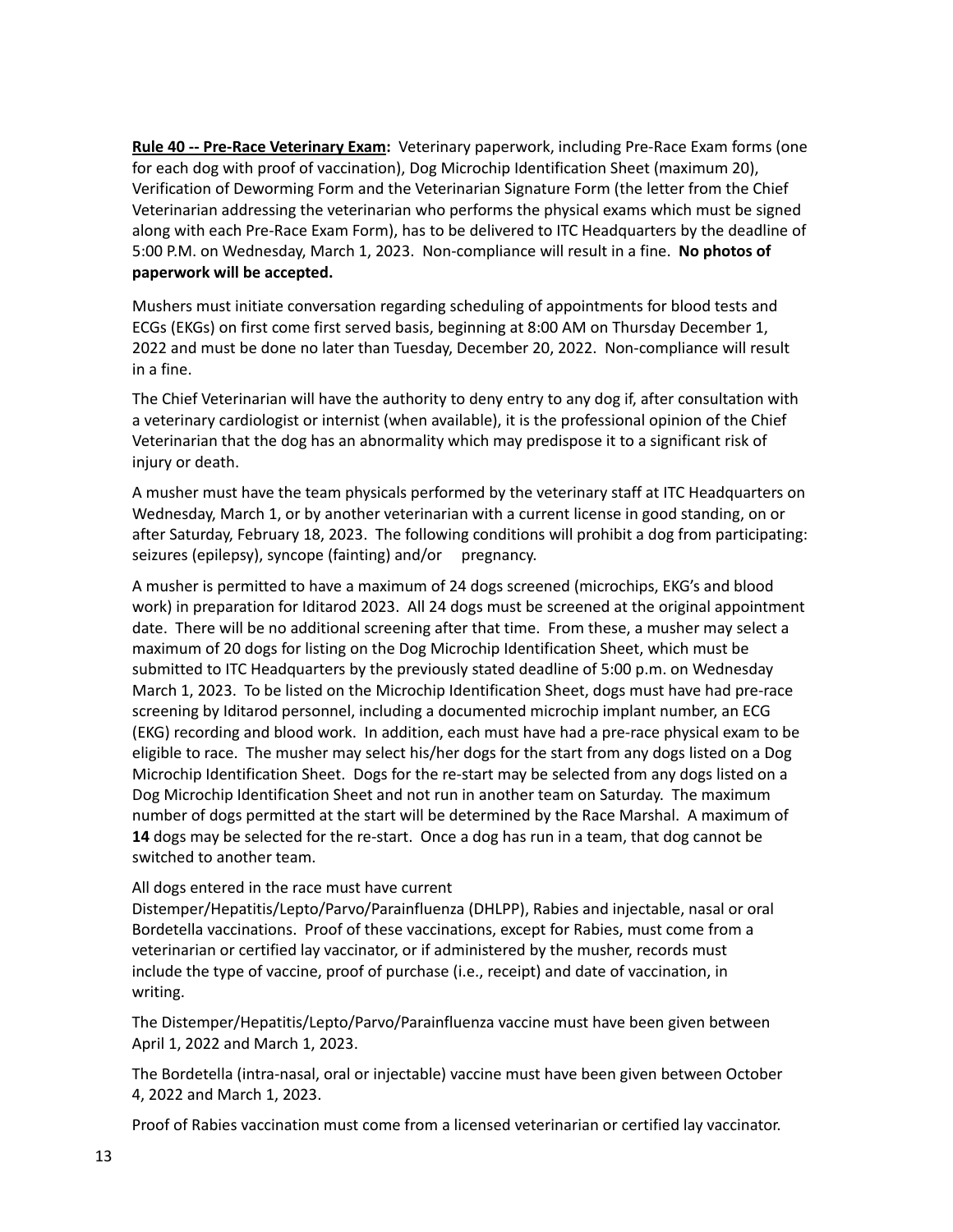**Rule 40 -- Pre-Race Veterinary Exam:** Veterinary paperwork, including Pre-Race Exam forms (one for each dog with proof of vaccination), Dog Microchip Identification Sheet (maximum 20), Verification of Deworming Form and the Veterinarian Signature Form (the letter from the Chief Veterinarian addressing the veterinarian who performs the physical exams which must be signed along with each Pre-Race Exam Form), has to be delivered to ITC Headquarters by the deadline of 5:00 P.M. on Wednesday, March 1, 2023. Non-compliance will result in a fine. **No photos of paperwork will be accepted.**

Mushers must initiate conversation regarding scheduling of appointments for blood tests and ECGs (EKGs) on first come first served basis, beginning at 8:00 AM on Thursday December 1, 2022 and must be done no later than Tuesday, December 20, 2022. Non-compliance will result in a fine.

The Chief Veterinarian will have the authority to deny entry to any dog if, after consultation with a veterinary cardiologist or internist (when available), it is the professional opinion of the Chief Veterinarian that the dog has an abnormality which may predispose it to a significant risk of injury or death.

A musher must have the team physicals performed by the veterinary staff at ITC Headquarters on Wednesday, March 1, or by another veterinarian with a current license in good standing, on or after Saturday, February 18, 2023. The following conditions will prohibit a dog from participating: seizures (epilepsy), syncope (fainting) and/or pregnancy.

A musher is permitted to have a maximum of 24 dogs screened (microchips, EKG's and blood work) in preparation for Iditarod 2023. All 24 dogs must be screened at the original appointment date. There will be no additional screening after that time. From these, a musher may select a maximum of 20 dogs for listing on the Dog Microchip Identification Sheet, which must be submitted to ITC Headquarters by the previously stated deadline of 5:00 p.m. on Wednesday March 1, 2023. To be listed on the Microchip Identification Sheet, dogs must have had pre-race screening by Iditarod personnel, including a documented microchip implant number, an ECG (EKG) recording and blood work. In addition, each must have had a pre-race physical exam to be eligible to race. The musher may select his/her dogs for the start from any dogs listed on a Dog Microchip Identification Sheet. Dogs for the re-start may be selected from any dogs listed on a Dog Microchip Identification Sheet and not run in another team on Saturday. The maximum number of dogs permitted at the start will be determined by the Race Marshal. A maximum of **14** dogs may be selected for the re-start. Once a dog has run in a team, that dog cannot be switched to another team.

All dogs entered in the race must have current Distemper/Hepatitis/Lepto/Parvo/Parainfluenza (DHLPP), Rabies and injectable, nasal or oral Bordetella vaccinations. Proof of these vaccinations, except for Rabies, must come from a veterinarian or certified lay vaccinator, or if administered by the musher, records must include the type of vaccine, proof of purchase (i.e., receipt) and date of vaccination, in writing.

The Distemper/Hepatitis/Lepto/Parvo/Parainfluenza vaccine must have been given between April 1, 2022 and March 1, 2023.

The Bordetella (intra-nasal, oral or injectable) vaccine must have been given between October 4, 2022 and March 1, 2023.

Proof of Rabies vaccination must come from a licensed veterinarian or certified lay vaccinator.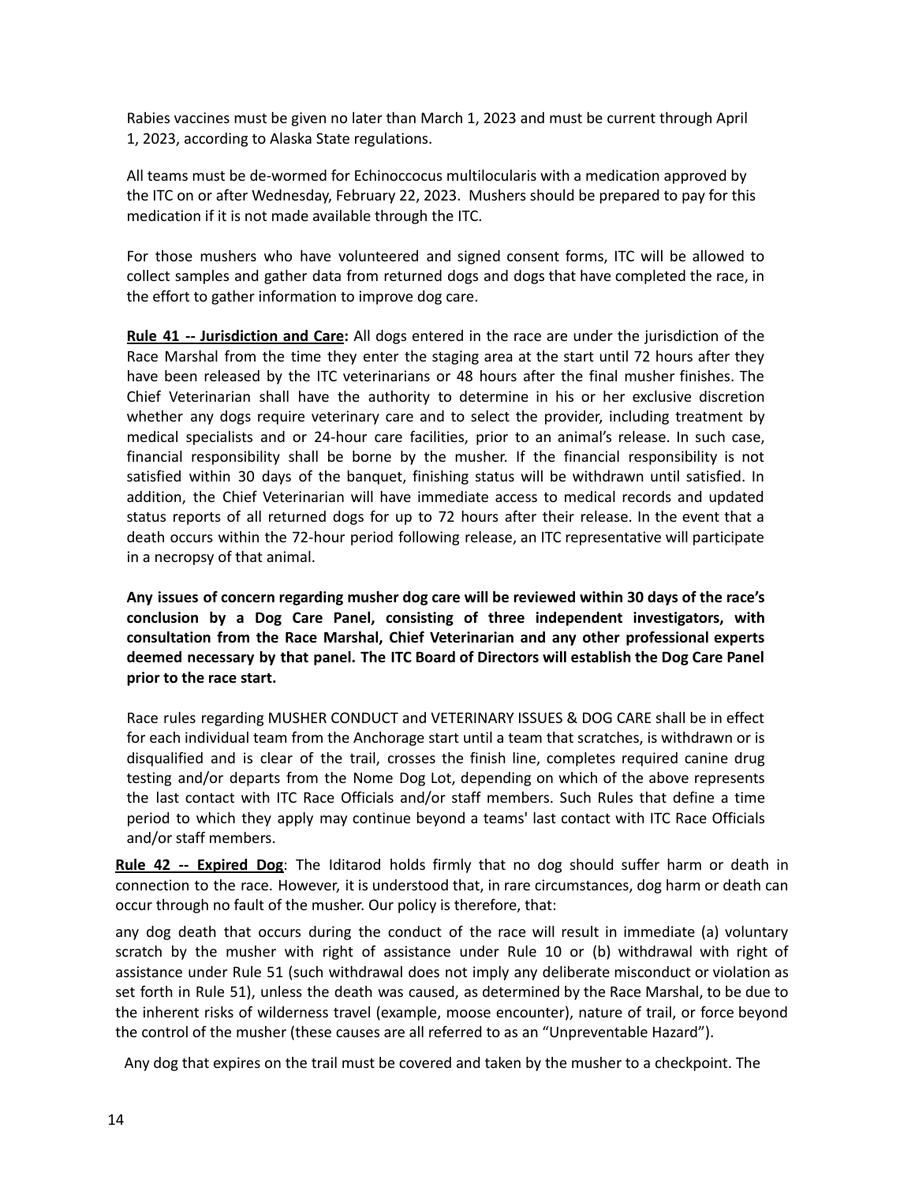Rabies vaccines must be given no later than March 1, 2023 and must be current through April 1, 2023, according to Alaska State regulations.

All teams must be de-wormed for Echinoccocus multilocularis with a medication approved by the ITC on or after Wednesday, February 22, 2023. Mushers should be prepared to pay for this medication if it is not made available through the ITC.

For those mushers who have volunteered and signed consent forms, ITC will be allowed to collect samples and gather data from returned dogs and dogs that have completed the race, in the effort to gather information to improve dog care.

**Rule 41 -- Jurisdiction and Care:** All dogs entered in the race are under the jurisdiction of the Race Marshal from the time they enter the staging area at the start until 72 hours after they have been released by the ITC veterinarians or 48 hours after the final musher finishes. The Chief Veterinarian shall have the authority to determine in his or her exclusive discretion whether any dogs require veterinary care and to select the provider, including treatment by medical specialists and or 24-hour care facilities, prior to an animal's release. In such case, financial responsibility shall be borne by the musher. If the financial responsibility is not satisfied within 30 days of the banquet, finishing status will be withdrawn until satisfied. In addition, the Chief Veterinarian will have immediate access to medical records and updated status reports of all returned dogs for up to 72 hours after their release. In the event that a death occurs within the 72-hour period following release, an ITC representative will participate in a necropsy of that animal.

**Any issues of concern regarding musher dog care will be reviewed within 30 days of the race's conclusion by a Dog Care Panel, consisting of three independent investigators, with consultation from the Race Marshal, Chief Veterinarian and any other professional experts deemed necessary by that panel. The ITC Board of Directors will establish the Dog Care Panel prior to the race start.**

Race rules regarding MUSHER CONDUCT and VETERINARY ISSUES & DOG CARE shall be in effect for each individual team from the Anchorage start until a team that scratches, is withdrawn or is disqualified and is clear of the trail, crosses the finish line, completes required canine drug testing and/or departs from the Nome Dog Lot, depending on which of the above represents the last contact with ITC Race Officials and/or staff members. Such Rules that define a time period to which they apply may continue beyond a teams' last contact with ITC Race Officials and/or staff members.

**Rule 42 -- Expired Dog**: The Iditarod holds firmly that no dog should suffer harm or death in connection to the race. However, it is understood that, in rare circumstances, dog harm or death can occur through no fault of the musher. Our policy is therefore, that:

any dog death that occurs during the conduct of the race will result in immediate (a) voluntary scratch by the musher with right of assistance under Rule 10 or (b) withdrawal with right of assistance under Rule 51 (such withdrawal does not imply any deliberate misconduct or violation as set forth in Rule 51), unless the death was caused, as determined by the Race Marshal, to be due to the inherent risks of wilderness travel (example, moose encounter), nature of trail, or force beyond the control of the musher (these causes are all referred to as an "Unpreventable Hazard").

Any dog that expires on the trail must be covered and taken by the musher to a checkpoint. The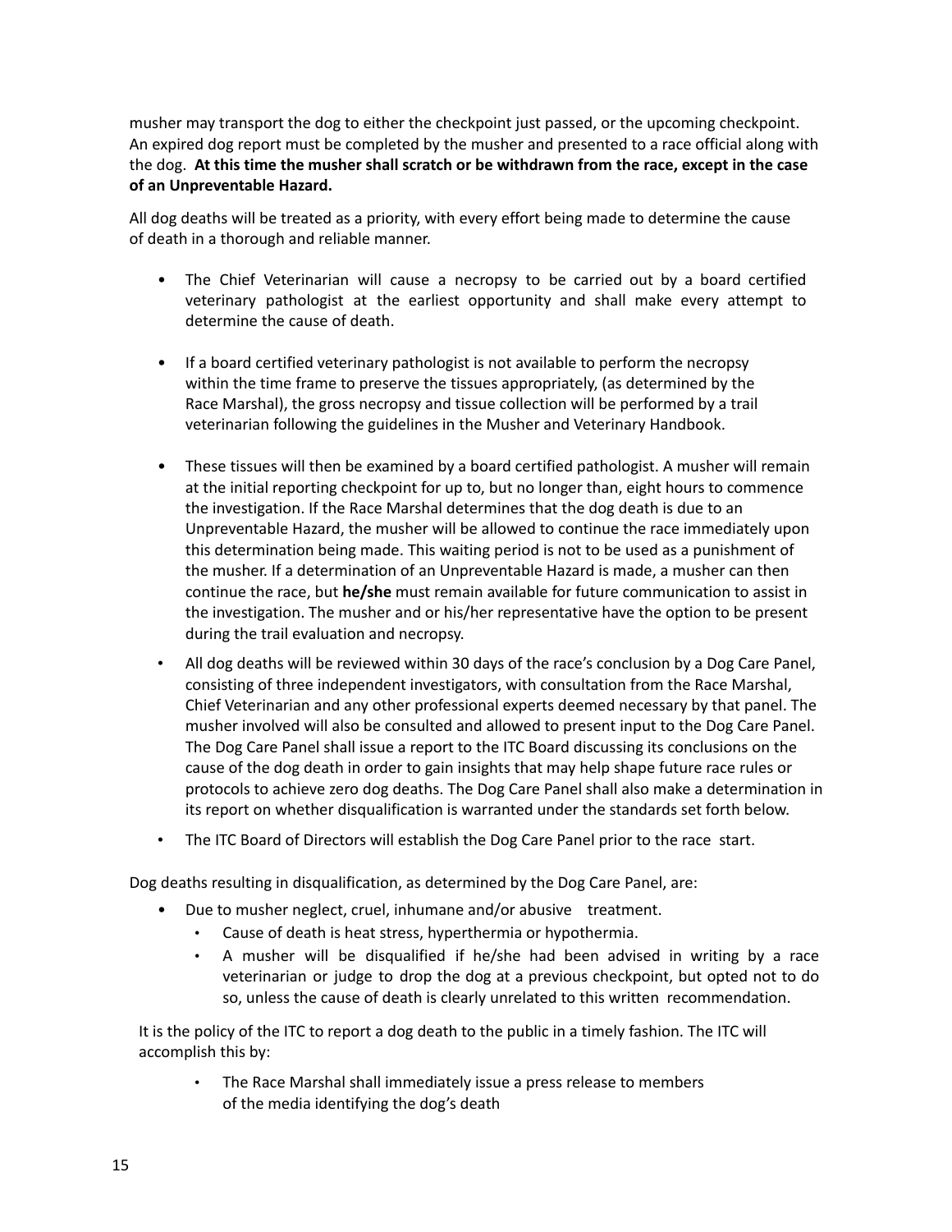musher may transport the dog to either the checkpoint just passed, or the upcoming checkpoint. An expired dog report must be completed by the musher and presented to a race official along with the dog. **At this time the musher shall scratch or be withdrawn from the race, except in the case of an Unpreventable Hazard.**

All dog deaths will be treated as a priority, with every effort being made to determine the cause of death in a thorough and reliable manner.

- The Chief Veterinarian will cause a necropsy to be carried out by a board certified veterinary pathologist at the earliest opportunity and shall make every attempt to determine the cause of death.
- If a board certified veterinary pathologist is not available to perform the necropsy within the time frame to preserve the tissues appropriately, (as determined by the Race Marshal), the gross necropsy and tissue collection will be performed by a trail veterinarian following the guidelines in the Musher and Veterinary Handbook.
- These tissues will then be examined by a board certified pathologist. A musher will remain at the initial reporting checkpoint for up to, but no longer than, eight hours to commence the investigation. If the Race Marshal determines that the dog death is due to an Unpreventable Hazard, the musher will be allowed to continue the race immediately upon this determination being made. This waiting period is not to be used as a punishment of the musher. If a determination of an Unpreventable Hazard is made, a musher can then continue the race, but **he/she** must remain available for future communication to assist in the investigation. The musher and or his/her representative have the option to be present during the trail evaluation and necropsy.
- All dog deaths will be reviewed within 30 days of the race's conclusion by a Dog Care Panel, consisting of three independent investigators, with consultation from the Race Marshal, Chief Veterinarian and any other professional experts deemed necessary by that panel. The musher involved will also be consulted and allowed to present input to the Dog Care Panel. The Dog Care Panel shall issue a report to the ITC Board discussing its conclusions on the cause of the dog death in order to gain insights that may help shape future race rules or protocols to achieve zero dog deaths. The Dog Care Panel shall also make a determination in its report on whether disqualification is warranted under the standards set forth below.
- The ITC Board of Directors will establish the Dog Care Panel prior to the race start.

Dog deaths resulting in disqualification, as determined by the Dog Care Panel, are:

- Due to musher neglect, cruel, inhumane and/or abusive treatment.
  - Cause of death is heat stress, hyperthermia or hypothermia.
  - A musher will be disqualified if he/she had been advised in writing by a race veterinarian or judge to drop the dog at a previous checkpoint, but opted not to do so, unless the cause of death is clearly unrelated to this written recommendation.

It is the policy of the ITC to report a dog death to the public in a timely fashion. The ITC will accomplish this by:

- The Race Marshal shall immediately issue a press release to members of the media identifying the dog's death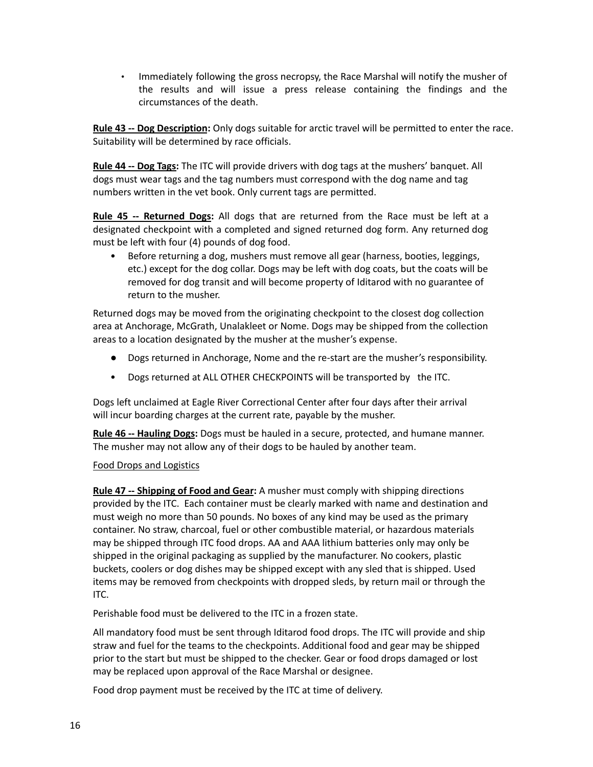- Immediately following the gross necropsy, the Race Marshal will notify the musher of the results and will issue a press release containing the findings and the circumstances of the death.

**Rule 43 -- Dog Description:** Only dogs suitable for arctic travel will be permitted to enter the race. Suitability will be determined by race officials.

**Rule 44 -- Dog Tags:** The ITC will provide drivers with dog tags at the mushers' banquet. All dogs must wear tags and the tag numbers must correspond with the dog name and tag numbers written in the vet book. Only current tags are permitted.

**Rule 45 -- Returned Dogs:** All dogs that are returned from the Race must be left at a designated checkpoint with a completed and signed returned dog form. Any returned dog must be left with four (4) pounds of dog food.

- Before returning a dog, mushers must remove all gear (harness, booties, leggings, etc.) except for the dog collar. Dogs may be left with dog coats, but the coats will be removed for dog transit and will become property of Iditarod with no guarantee of return to the musher.

Returned dogs may be moved from the originating checkpoint to the closest dog collection area at Anchorage, McGrath, Unalakleet or Nome. Dogs may be shipped from the collection areas to a location designated by the musher at the musher's expense.

- Dogs returned in Anchorage, Nome and the re-start are the musher's responsibility.
- Dogs returned at ALL OTHER CHECKPOINTS will be transported by the ITC.

Dogs left unclaimed at Eagle River Correctional Center after four days after their arrival will incur boarding charges at the current rate, payable by the musher.

**Rule 46 -- Hauling Dogs:** Dogs must be hauled in a secure, protected, and humane manner. The musher may not allow any of their dogs to be hauled by another team.

Food Drops and Logistics

**Rule 47 -- Shipping of Food and Gear:** A musher must comply with shipping directions provided by the ITC. Each container must be clearly marked with name and destination and must weigh no more than 50 pounds. No boxes of any kind may be used as the primary container. No straw, charcoal, fuel or other combustible material, or hazardous materials may be shipped through ITC food drops. AA and AAA lithium batteries only may only be shipped in the original packaging as supplied by the manufacturer. No cookers, plastic buckets, coolers or dog dishes may be shipped except with any sled that is shipped. Used items may be removed from checkpoints with dropped sleds, by return mail or through the ITC.

Perishable food must be delivered to the ITC in a frozen state.

All mandatory food must be sent through Iditarod food drops. The ITC will provide and ship straw and fuel for the teams to the checkpoints. Additional food and gear may be shipped prior to the start but must be shipped to the checker. Gear or food drops damaged or lost may be replaced upon approval of the Race Marshal or designee.

Food drop payment must be received by the ITC at time of delivery.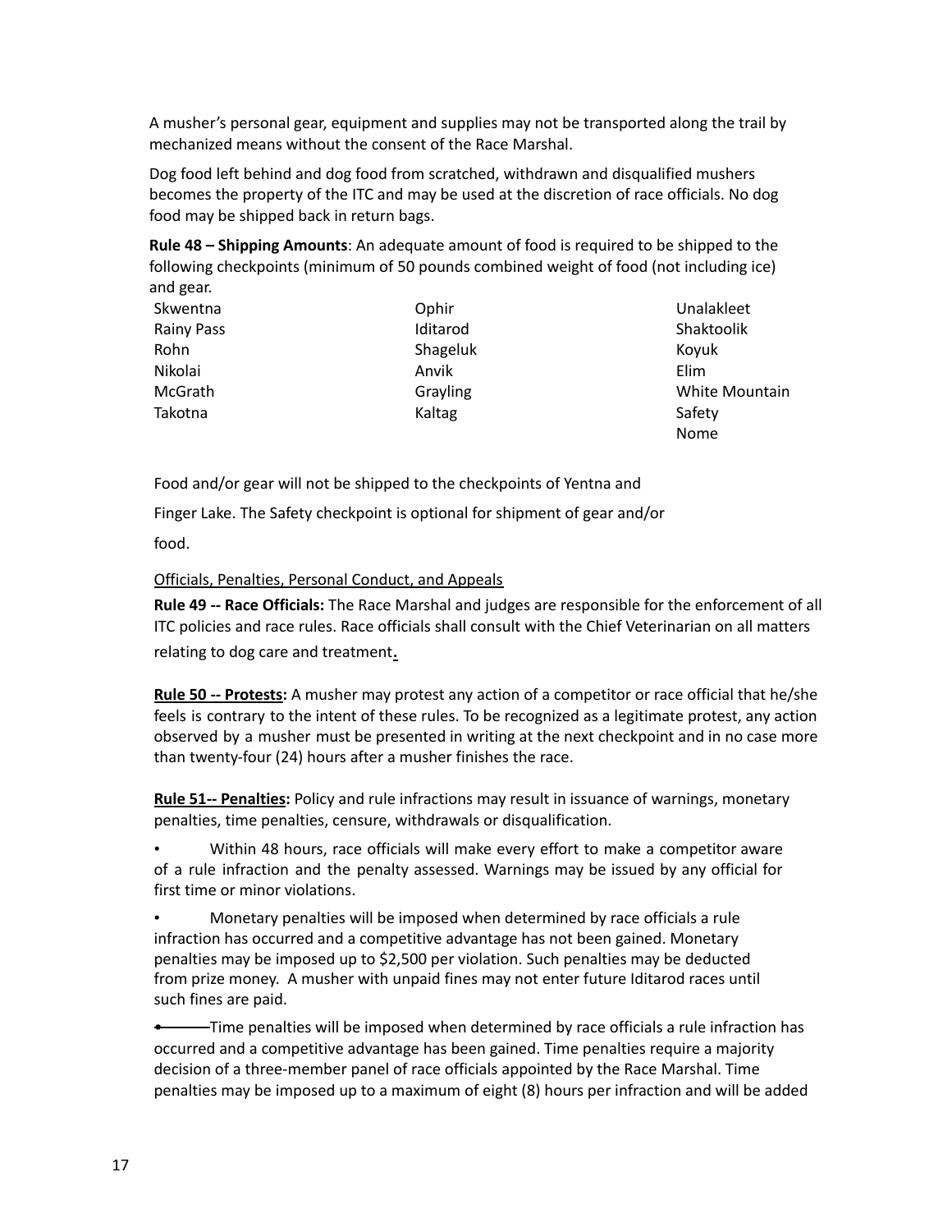A musher's personal gear, equipment and supplies may not be transported along the trail by mechanized means without the consent of the Race Marshal.

Dog food left behind and dog food from scratched, withdrawn and disqualified mushers becomes the property of the ITC and may be used at the discretion of race officials. No dog food may be shipped back in return bags.

**Rule 48 – Shipping Amounts**: An adequate amount of food is required to be shipped to the following checkpoints (minimum of 50 pounds combined weight of food (not including ice) and gear.

| | | |
|---|---|---|
| Skwentna | Ophir | Unalakleet |
| Rainy Pass | Iditarod | Shaktoolik |
| Rohn | Shageluk | Koyuk |
| Nikolai | Anvik | Elim |
| McGrath | Grayling | White Mountain |
| Takotna | Kaltag | Safety |
| | | Nome |

Food and/or gear will not be shipped to the checkpoints of Yentna and Finger Lake. The Safety checkpoint is optional for shipment of gear and/or food.

Officials, Penalties, Personal Conduct, and Appeals

**Rule 49 -- Race Officials:** The Race Marshal and judges are responsible for the enforcement of all ITC policies and race rules. Race officials shall consult with the Chief Veterinarian on all matters relating to dog care and treatment.

**Rule 50 -- Protests:** A musher may protest any action of a competitor or race official that he/she feels is contrary to the intent of these rules. To be recognized as a legitimate protest, any action observed by a musher must be presented in writing at the next checkpoint and in no case more than twenty-four (24) hours after a musher finishes the race.

**Rule 51-- Penalties:** Policy and rule infractions may result in issuance of warnings, monetary penalties, time penalties, censure, withdrawals or disqualification.

- Within 48 hours, race officials will make every effort to make a competitor aware of a rule infraction and the penalty assessed. Warnings may be issued by any official for first time or minor violations.
- Monetary penalties will be imposed when determined by race officials a rule infraction has occurred and a competitive advantage has not been gained. Monetary penalties may be imposed up to $2,500 per violation. Such penalties may be deducted from prize money. A musher with unpaid fines may not enter future Iditarod races until such fines are paid.
- Time penalties will be imposed when determined by race officials a rule infraction has occurred and a competitive advantage has been gained. Time penalties require a majority decision of a three-member panel of race officials appointed by the Race Marshal. Time penalties may be imposed up to a maximum of eight (8) hours per infraction and will be added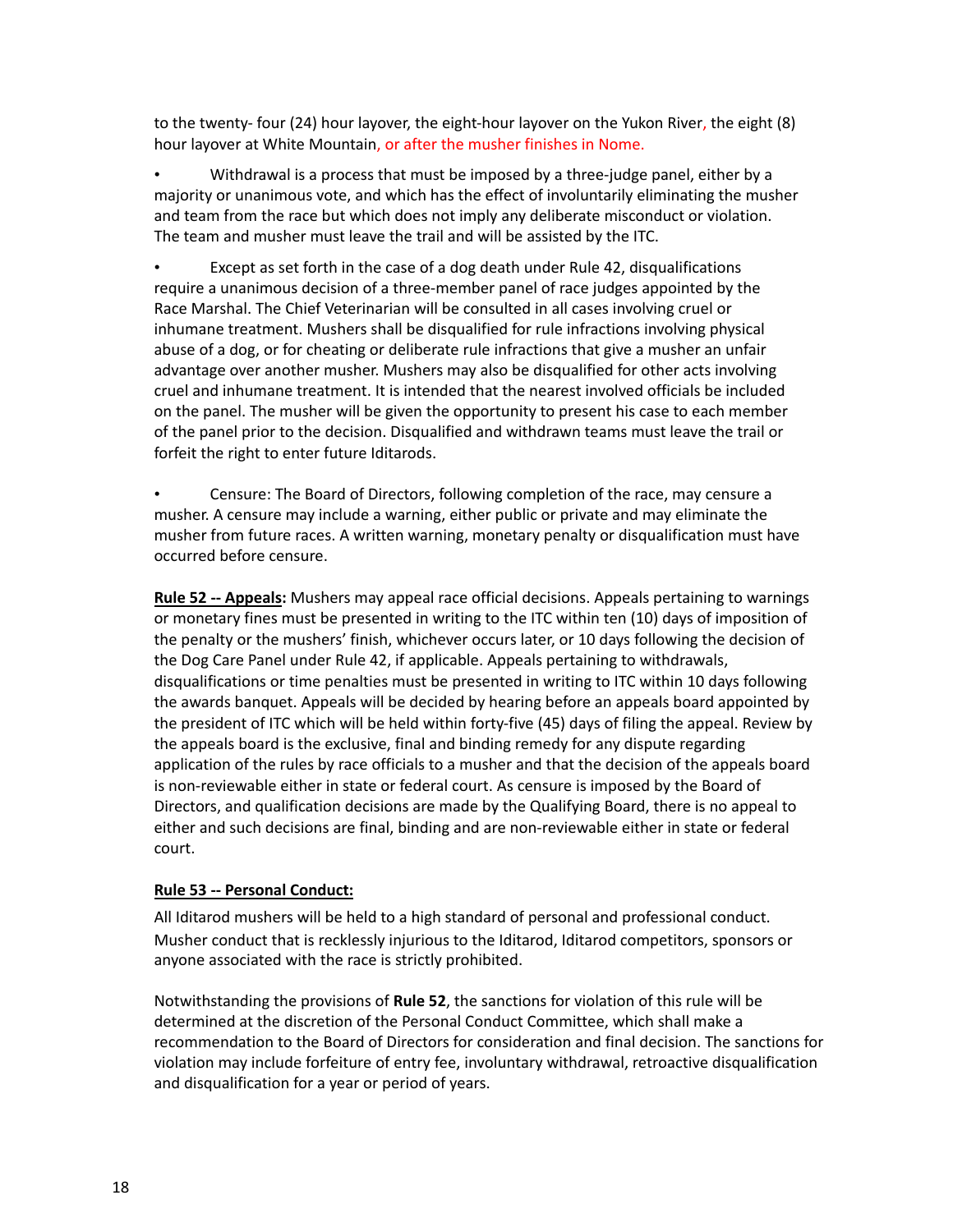to the twenty- four (24) hour layover, the eight-hour layover on the Yukon River, the eight (8) hour layover at White Mountain, or after the musher finishes in Nome.

- Withdrawal is a process that must be imposed by a three-judge panel, either by a majority or unanimous vote, and which has the effect of involuntarily eliminating the musher and team from the race but which does not imply any deliberate misconduct or violation. The team and musher must leave the trail and will be assisted by the ITC.

- Except as set forth in the case of a dog death under Rule 42, disqualifications require a unanimous decision of a three-member panel of race judges appointed by the Race Marshal. The Chief Veterinarian will be consulted in all cases involving cruel or inhumane treatment. Mushers shall be disqualified for rule infractions involving physical abuse of a dog, or for cheating or deliberate rule infractions that give a musher an unfair advantage over another musher. Mushers may also be disqualified for other acts involving cruel and inhumane treatment. It is intended that the nearest involved officials be included on the panel. The musher will be given the opportunity to present his case to each member of the panel prior to the decision. Disqualified and withdrawn teams must leave the trail or forfeit the right to enter future Iditarods.

- Censure: The Board of Directors, following completion of the race, may censure a musher. A censure may include a warning, either public or private and may eliminate the musher from future races. A written warning, monetary penalty or disqualification must have occurred before censure.

**<u>Rule 52 -- Appeals</u>:** Mushers may appeal race official decisions. Appeals pertaining to warnings or monetary fines must be presented in writing to the ITC within ten (10) days of imposition of the penalty or the mushers' finish, whichever occurs later, or 10 days following the decision of the Dog Care Panel under Rule 42, if applicable. Appeals pertaining to withdrawals, disqualifications or time penalties must be presented in writing to ITC within 10 days following the awards banquet. Appeals will be decided by hearing before an appeals board appointed by the president of ITC which will be held within forty-five (45) days of filing the appeal. Review by the appeals board is the exclusive, final and binding remedy for any dispute regarding application of the rules by race officials to a musher and that the decision of the appeals board is non-reviewable either in state or federal court. As censure is imposed by the Board of Directors, and qualification decisions are made by the Qualifying Board, there is no appeal to either and such decisions are final, binding and are non-reviewable either in state or federal court.

**<u>Rule 53 -- Personal Conduct:</u>**

All Iditarod mushers will be held to a high standard of personal and professional conduct. Musher conduct that is recklessly injurious to the Iditarod, Iditarod competitors, sponsors or anyone associated with the race is strictly prohibited.

Notwithstanding the provisions of **Rule 52**, the sanctions for violation of this rule will be determined at the discretion of the Personal Conduct Committee, which shall make a recommendation to the Board of Directors for consideration and final decision. The sanctions for violation may include forfeiture of entry fee, involuntary withdrawal, retroactive disqualification and disqualification for a year or period of years.